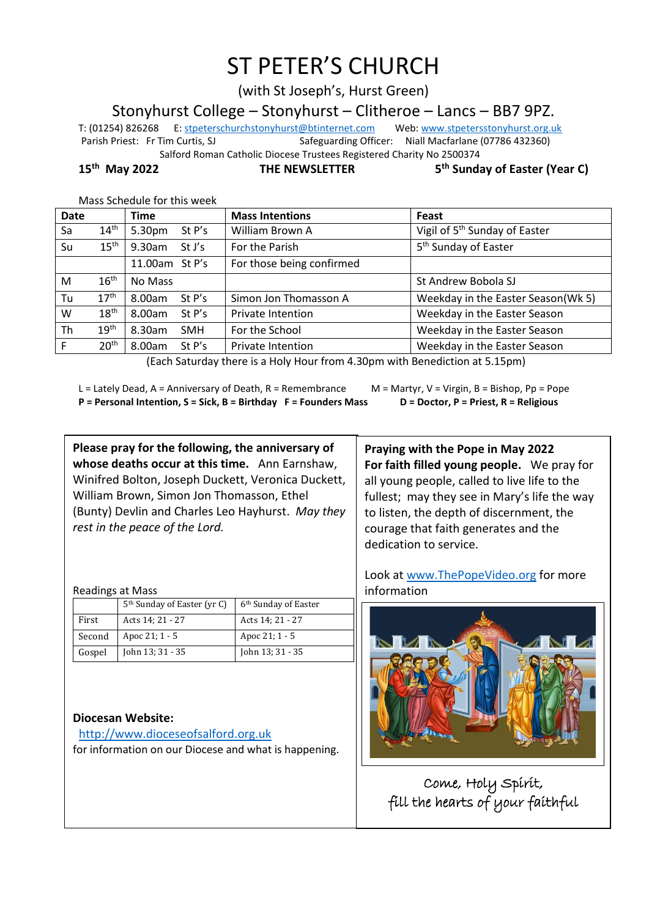# ST PETER'S CHURCH

(with St Joseph's, Hurst Green)

Stonyhurst College – Stonyhurst – Clitheroe – Lancs – BB7 9PZ.

T: (01254) 826268 E: stpeterschurchstonyhurst@btinternet.com Web: www.stpetersstonyhurst.org.uk

Parish Priest: Fr Tim Curtis, SJ Safeguarding Officer: Niall Macfarlane (07786 432360)

Salford Roman Catholic Diocese Trustees Registered Charity No 2500374

**15th May 2022** **THE NEWSLETTER** **5th Sunday of Easter (Year C)**

Mass Schedule for this week

| Date | | Time | | Mass Intentions | Feast |
|---|---|---|---|---|---|
| Sa | 14th | 5.30pm | St P's | William Brown A | Vigil of 5th Sunday of Easter |
| Su | 15th | 9.30am | St J's | For the Parish | 5th Sunday of Easter |
| | | 11.00am | St P's | For those being confirmed | |
| M | 16th | No Mass | | | St Andrew Bobola SJ |
| Tu | 17th | 8.00am | St P's | Simon Jon Thomasson A | Weekday in the Easter Season(Wk 5) |
| W | 18th | 8.00am | St P's | Private Intention | Weekday in the Easter Season |
| Th | 19th | 8.30am | SMH | For the School | Weekday in the Easter Season |
| F | 20th | 8.00am | St P's | Private Intention | Weekday in the Easter Season |

(Each Saturday there is a Holy Hour from 4.30pm with Benediction at 5.15pm)

L = Lately Dead, A = Anniversary of Death, R = Remembrance M = Martyr, V = Virgin, B = Bishop, Pp = Pope
**P = Personal Intention, S = Sick, B = Birthday F = Founders Mass D = Doctor, P = Priest, R = Religious**

**Please pray for the following, the anniversary of whose deaths occur at this time.** Ann Earnshaw, Winifred Bolton, Joseph Duckett, Veronica Duckett, William Brown, Simon Jon Thomasson, Ethel (Bunty) Devlin and Charles Leo Hayhurst. *May they rest in the peace of the Lord.*

Readings at Mass

| | 5th Sunday of Easter (yr C) | 6th Sunday of Easter |
|---|---|---|
| First | Acts 14; 21 - 27 | Acts 14; 21 - 27 |
| Second | Apoc 21; 1 - 5 | Apoc 21; 1 - 5 |
| Gospel | John 13; 31 - 35 | John 13; 31 - 35 |

**Diocesan Website:**
http://www.dioceseofsalford.org.uk
for information on our Diocese and what is happening.

**Praying with the Pope in May 2022**
**For faith filled young people.** We pray for all young people, called to live life to the fullest; may they see in Mary's life the way to listen, the depth of discernment, the courage that faith generates and the dedication to service.

Look at www.ThePopeVideo.org for more information

Come, Holy Spirit,
fill the hearts of your faithful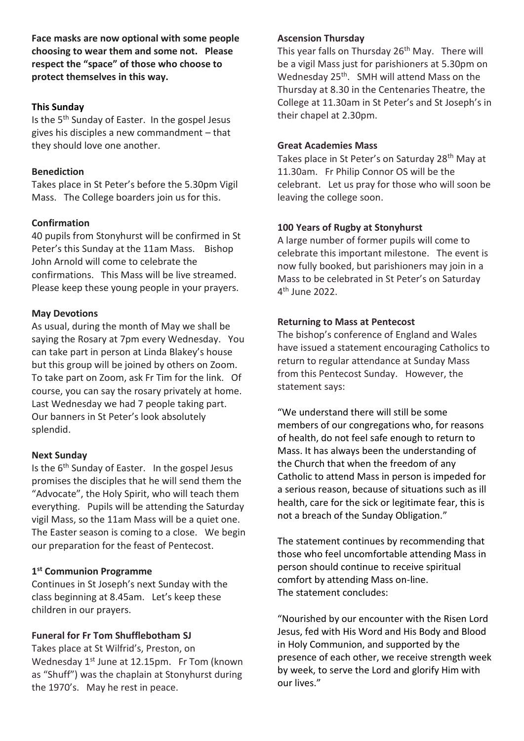**Face masks are now optional with some people choosing to wear them and some not. Please respect the "space" of those who choose to protect themselves in this way.**

**This Sunday**

Is the 5th Sunday of Easter. In the gospel Jesus gives his disciples a new commandment – that they should love one another.

**Benediction**

Takes place in St Peter's before the 5.30pm Vigil Mass. The College boarders join us for this.

**Confirmation**

40 pupils from Stonyhurst will be confirmed in St Peter's this Sunday at the 11am Mass. Bishop John Arnold will come to celebrate the confirmations. This Mass will be live streamed. Please keep these young people in your prayers.

**May Devotions**

As usual, during the month of May we shall be saying the Rosary at 7pm every Wednesday. You can take part in person at Linda Blakey's house but this group will be joined by others on Zoom. To take part on Zoom, ask Fr Tim for the link. Of course, you can say the rosary privately at home. Last Wednesday we had 7 people taking part. Our banners in St Peter's look absolutely splendid.

**Next Sunday**

Is the 6th Sunday of Easter. In the gospel Jesus promises the disciples that he will send them the "Advocate", the Holy Spirit, who will teach them everything. Pupils will be attending the Saturday vigil Mass, so the 11am Mass will be a quiet one. The Easter season is coming to a close. We begin our preparation for the feast of Pentecost.

**1st Communion Programme**

Continues in St Joseph's next Sunday with the class beginning at 8.45am. Let's keep these children in our prayers.

**Funeral for Fr Tom Shufflebotham SJ**

Takes place at St Wilfrid's, Preston, on Wednesday 1st June at 12.15pm. Fr Tom (known as "Shuff") was the chaplain at Stonyhurst during the 1970's. May he rest in peace.

**Ascension Thursday**

This year falls on Thursday 26th May. There will be a vigil Mass just for parishioners at 5.30pm on Wednesday 25th. SMH will attend Mass on the Thursday at 8.30 in the Centenaries Theatre, the College at 11.30am in St Peter's and St Joseph's in their chapel at 2.30pm.

**Great Academies Mass**

Takes place in St Peter's on Saturday 28th May at 11.30am. Fr Philip Connor OS will be the celebrant. Let us pray for those who will soon be leaving the college soon.

**100 Years of Rugby at Stonyhurst**

A large number of former pupils will come to celebrate this important milestone. The event is now fully booked, but parishioners may join in a Mass to be celebrated in St Peter's on Saturday 4th June 2022.

**Returning to Mass at Pentecost**

The bishop's conference of England and Wales have issued a statement encouraging Catholics to return to regular attendance at Sunday Mass from this Pentecost Sunday. However, the statement says:

"We understand there will still be some members of our congregations who, for reasons of health, do not feel safe enough to return to Mass. It has always been the understanding of the Church that when the freedom of any Catholic to attend Mass in person is impeded for a serious reason, because of situations such as ill health, care for the sick or legitimate fear, this is not a breach of the Sunday Obligation."

The statement continues by recommending that those who feel uncomfortable attending Mass in person should continue to receive spiritual comfort by attending Mass on-line.
The statement concludes:

"Nourished by our encounter with the Risen Lord Jesus, fed with His Word and His Body and Blood in Holy Communion, and supported by the presence of each other, we receive strength week by week, to serve the Lord and glorify Him with our lives."